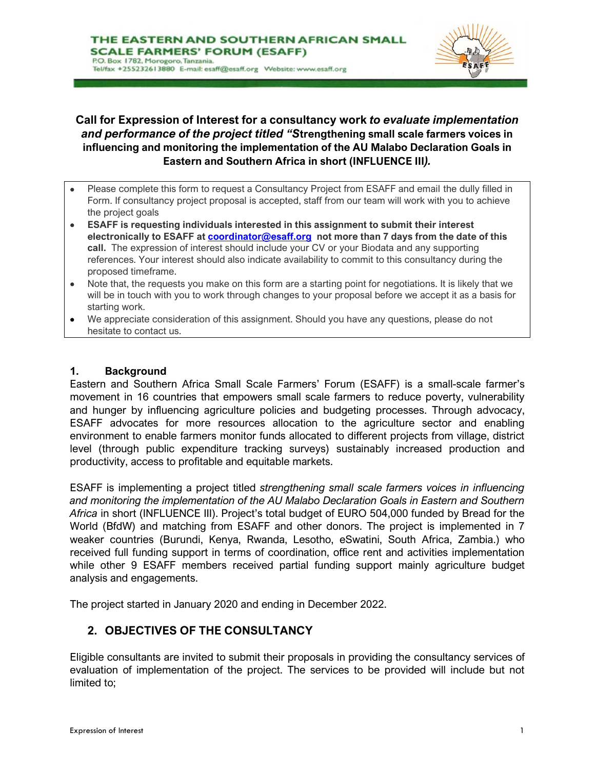**THE EASTERN AND SOUTHERN AFRICAN SMALL SCALE FARMERS' FORUM (ESAFF)**
P.O. Box 1782, Morogoro, Tanzania.
Tel/fax +255232613880 E-mail: esaff@esaff.org Website: www.esaff.org

## Call for Expression of Interest for a consultancy work *to evaluate implementation and performance of the project titled "S*trengthening small scale farmers voices in influencing and monitoring the implementation of the AU Malabo Declaration Goals in Eastern and Southern Africa in short (INFLUENCE III*).*

- Please complete this form to request a Consultancy Project from ESAFF and email the dully filled in Form. If consultancy project proposal is accepted, staff from our team will work with you to achieve the project goals
- **ESAFF is requesting individuals interested in this assignment to submit their interest electronically to ESAFF at [coordinator@esaff.org](mailto:coordinator@esaff.org) not more than 7 days from the date of this call.** The expression of interest should include your CV or your Biodata and any supporting references. Your interest should also indicate availability to commit to this consultancy during the proposed timeframe.
- Note that, the requests you make on this form are a starting point for negotiations. It is likely that we will be in touch with you to work through changes to your proposal before we accept it as a basis for starting work.
- We appreciate consideration of this assignment. Should you have any questions, please do not hesitate to contact us.

## 1. Background

Eastern and Southern Africa Small Scale Farmers' Forum (ESAFF) is a small-scale farmer's movement in 16 countries that empowers small scale farmers to reduce poverty, vulnerability and hunger by influencing agriculture policies and budgeting processes. Through advocacy, ESAFF advocates for more resources allocation to the agriculture sector and enabling environment to enable farmers monitor funds allocated to different projects from village, district level (through public expenditure tracking surveys) sustainably increased production and productivity, access to profitable and equitable markets.

ESAFF is implementing a project titled *strengthening small scale farmers voices in influencing and monitoring the implementation of the AU Malabo Declaration Goals in Eastern and Southern Africa* in short (INFLUENCE III). Project's total budget of EURO 504,000 funded by Bread for the World (BfdW) and matching from ESAFF and other donors. The project is implemented in 7 weaker countries (Burundi, Kenya, Rwanda, Lesotho, eSwatini, South Africa, Zambia.) who received full funding support in terms of coordination, office rent and activities implementation while other 9 ESAFF members received partial funding support mainly agriculture budget analysis and engagements.

The project started in January 2020 and ending in December 2022.

## 2. OBJECTIVES OF THE CONSULTANCY

Eligible consultants are invited to submit their proposals in providing the consultancy services of evaluation of implementation of the project. The services to be provided will include but not limited to;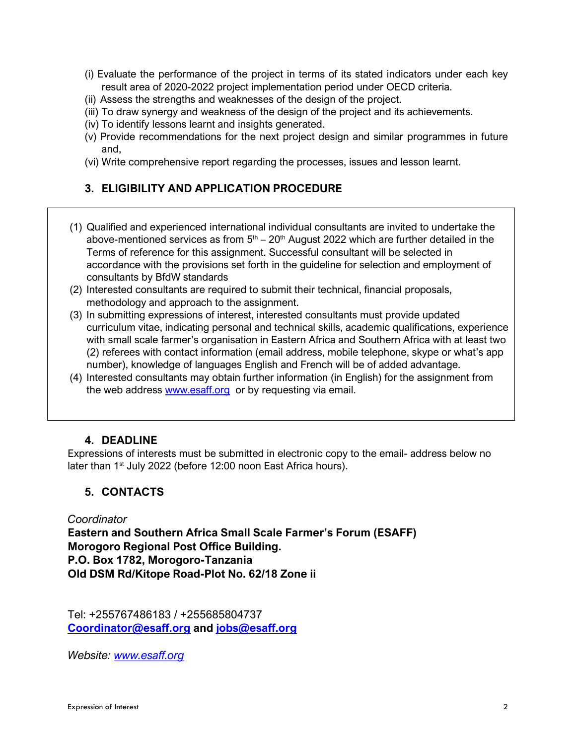(i) Evaluate the performance of the project in terms of its stated indicators under each key result area of 2020-2022 project implementation period under OECD criteria.
(ii) Assess the strengths and weaknesses of the design of the project.
(iii) To draw synergy and weakness of the design of the project and its achievements.
(iv) To identify lessons learnt and insights generated.
(v) Provide recommendations for the next project design and similar programmes in future and,
(vi) Write comprehensive report regarding the processes, issues and lesson learnt.

## 3. ELIGIBILITY AND APPLICATION PROCEDURE

(1) Qualified and experienced international individual consultants are invited to undertake the above-mentioned services as from 5th – 20th August 2022 which are further detailed in the Terms of reference for this assignment. Successful consultant will be selected in accordance with the provisions set forth in the guideline for selection and employment of consultants by BfdW standards
(2) Interested consultants are required to submit their technical, financial proposals, methodology and approach to the assignment.
(3) In submitting expressions of interest, interested consultants must provide updated curriculum vitae, indicating personal and technical skills, academic qualifications, experience with small scale farmer's organisation in Eastern Africa and Southern Africa with at least two (2) referees with contact information (email address, mobile telephone, skype or what's app number), knowledge of languages English and French will be of added advantage.
(4) Interested consultants may obtain further information (in English) for the assignment from the web address www.esaff.org or by requesting via email.

## 4. DEADLINE

Expressions of interests must be submitted in electronic copy to the email- address below no later than 1st July 2022 (before 12:00 noon East Africa hours).

## 5. CONTACTS

*Coordinator*
**Eastern and Southern Africa Small Scale Farmer's Forum (ESAFF)**
**Morogoro Regional Post Office Building.**
**P.O. Box 1782, Morogoro-Tanzania**
**Old DSM Rd/Kitope Road-Plot No. 62/18 Zone ii**

Tel: +255767486183 / +255685804737
**Coordinator@esaff.org and jobs@esaff.org**

*Website: www.esaff.org*